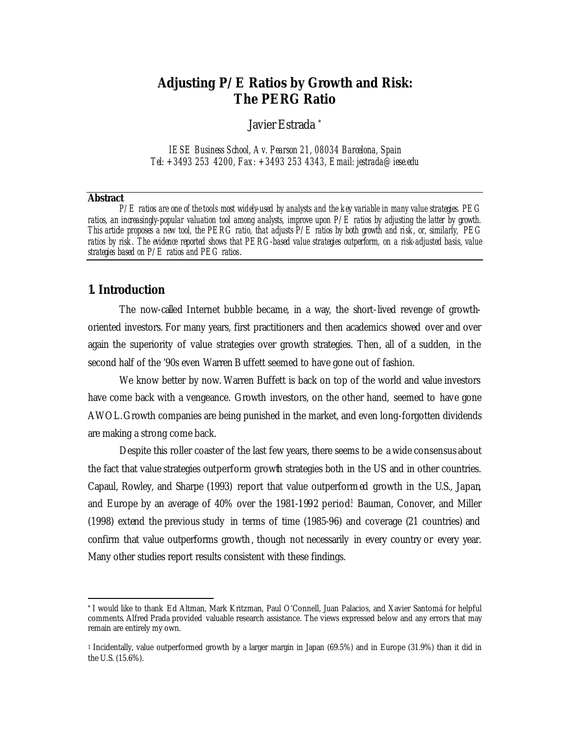# Adjusting P/E Ratios by Growth and Risk: The PERG Ratio

Javier Estrada [*]

*IESE Business School, Av. Pearson 21, 08034 Barcelona, Spain*
*Tel: +3493 253 4200, Fax: +3493 253 4343, Email: jestrada@iese.edu*

**Abstract**

*P/E ratios are one of the tools most widely-used by analysts and the key variable in many value strategies. PEG ratios, an increasingly-popular valuation tool among analysts, improve upon P/E ratios by adjusting the latter by growth. This article proposes a new tool, the PERG ratio, that adjusts P/E ratios by both growth and risk, or, similarly, PEG ratios by risk. The evidence reported shows that PERG-based value strategies outperform, on a risk-adjusted basis, value strategies based on P/E ratios and PEG ratios.*

## 1. Introduction

The now-called Internet bubble became, in a way, the short-lived revenge of growth-oriented investors. For many years, first practitioners and then academics showed over and over again the superiority of value strategies over growth strategies. Then, all of a sudden, in the second half of the '90s even Warren Buffett seemed to have gone out of fashion.

We know better by now. Warren Buffett is back on top of the world and value investors have come back with a vengeance. Growth investors, on the other hand, seemed to have gone AWOL. Growth companies are being punished in the market, and even long-forgotten dividends are making a strong come back.

Despite this roller coaster of the last few years, there seems to be a wide consensus about the fact that value strategies outperform growth strategies both in the US and in other countries. Capaul, Rowley, and Sharpe (1993) report that value outperformed growth in the U.S., Japan, and Europe by an average of 40% over the 1981-1992 period[1]. Bauman, Conover, and Miller (1998) extend the previous study in terms of time (1985-96) and coverage (21 countries) and confirm that value outperforms growth, though not necessarily in every country or every year. Many other studies report results consistent with these findings.

---

[*] I would like to thank Ed Altman, Mark Kritzman, Paul O'Connell, Juan Palacios, and Xavier Santomá for helpful comments. Alfred Prada provided valuable research assistance. The views expressed below and any errors that may remain are entirely my own.

[1] Incidentally, value outperformed growth by a larger margin in Japan (69.5%) and in Europe (31.9%) than it did in the U.S. (15.6%).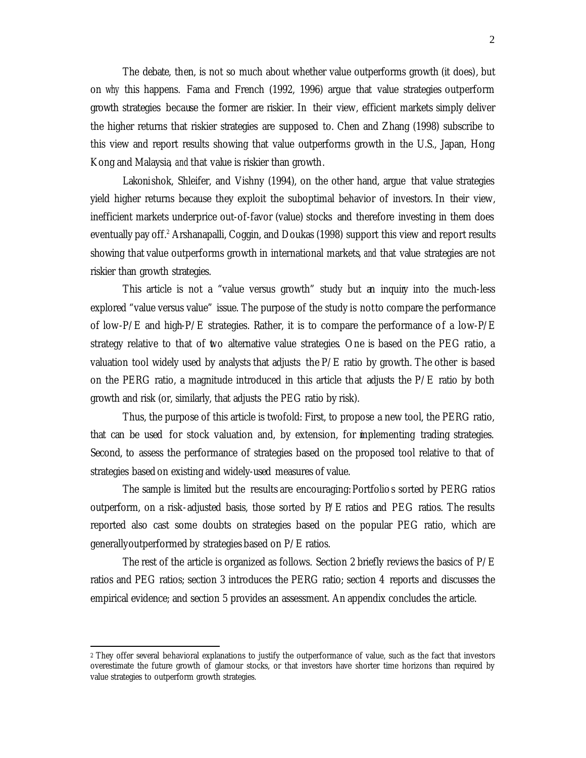The debate, then, is not so much about whether value outperforms growth (it does), but on *why* this happens. Fama and French (1992, 1996) argue that value strategies outperform growth strategies because the former are riskier. In their view, efficient markets simply deliver the higher returns that riskier strategies are supposed to. Chen and Zhang (1998) subscribe to this view and report results showing that value outperforms growth in the U.S., Japan, Hong Kong and Malaysia, *and* that value is riskier than growth.

Lakonishok, Shleifer, and Vishny (1994), on the other hand, argue that value strategies yield higher returns because they exploit the suboptimal behavior of investors. In their view, inefficient markets underprice out-of-favor (value) stocks and therefore investing in them does eventually pay off.[2] Arshanapalli, Coggin, and Doukas (1998) support this view and report results showing that value outperforms growth in international markets, *and* that value strategies are not riskier than growth strategies.

This article is not a "value versus growth" study but an inquiry into the much-less explored "value versus value" issue. The purpose of the study is not to compare the performance of low-P/E and high-P/E strategies. Rather, it is to compare the performance of a low-P/E strategy relative to that of two alternative value strategies. One is based on the PEG ratio, a valuation tool widely used by analysts that adjusts the P/E ratio by growth. The other is based on the PERG ratio, a magnitude introduced in this article that adjusts the P/E ratio by both growth and risk (or, similarly, that adjusts the PEG ratio by risk).

Thus, the purpose of this article is twofold: First, to propose a new tool, the PERG ratio, that can be used for stock valuation and, by extension, for implementing trading strategies. Second, to assess the performance of strategies based on the proposed tool relative to that of strategies based on existing and widely-used measures of value.

The sample is limited but the results are encouraging: Portfolios sorted by PERG ratios outperform, on a risk-adjusted basis, those sorted by P/E ratios and PEG ratios. The results reported also cast some doubts on strategies based on the popular PEG ratio, which are generally outperformed by strategies based on P/E ratios.

The rest of the article is organized as follows. Section 2 briefly reviews the basics of P/E ratios and PEG ratios; section 3 introduces the PERG ratio; section 4 reports and discusses the empirical evidence; and section 5 provides an assessment. An appendix concludes the article.

---

[2] They offer several behavioral explanations to justify the outperformance of value, such as the fact that investors overestimate the future growth of glamour stocks, or that investors have shorter time horizons than required by value strategies to outperform growth strategies.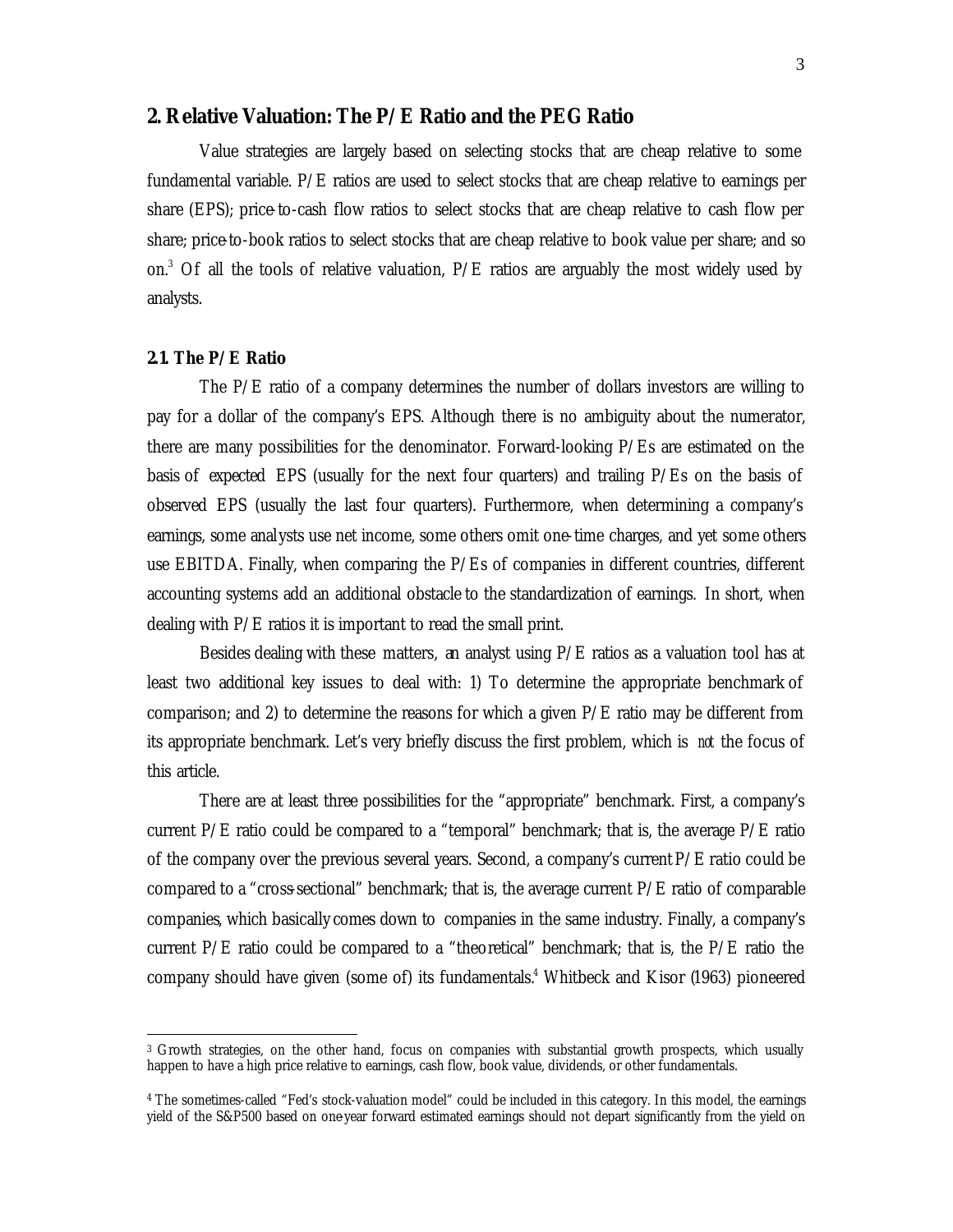## 2. Relative Valuation: The P/E Ratio and the PEG Ratio

Value strategies are largely based on selecting stocks that are cheap relative to some fundamental variable. P/E ratios are used to select stocks that are cheap relative to earnings per share (EPS); price-to-cash flow ratios to select stocks that are cheap relative to cash flow per share; price-to-book ratios to select stocks that are cheap relative to book value per share; and so on.[3] Of all the tools of relative valuation, P/E ratios are arguably the most widely used by analysts.

### 2.1. The P/E Ratio

The P/E ratio of a company determines the number of dollars investors are willing to pay for a dollar of the company's EPS. Although there is no ambiguity about the numerator, there are many possibilities for the denominator. Forward-looking P/Es are estimated on the basis of *expected* EPS (usually for the next four quarters) and trailing P/Es on the basis of *observed* EPS (usually the last four quarters). Furthermore, when determining a company's earnings, some analysts use net income, some others omit one-time charges, and yet some others use EBITDA. Finally, when comparing the P/Es of companies in different countries, different accounting systems add an additional obstacle to the standardization of earnings. In short, when dealing with P/E ratios it is important to read the small print.

Besides dealing with these matters, an analyst using P/E ratios as a valuation tool has at least two additional key issues to deal with: 1) To determine the appropriate benchmark of comparison; and 2) to determine the reasons for which a given P/E ratio may be different from its appropriate benchmark. Let's very briefly discuss the first problem, which is *not* the focus of this article.

There are at least three possibilities for the "appropriate" benchmark. First, a company's current P/E ratio could be compared to a "temporal" benchmark; that is, the average P/E ratio of the company over the previous several years. Second, a company's current P/E ratio could be compared to a "cross-sectional" benchmark; that is, the average current P/E ratio of comparable companies, which basically comes down to companies in the same industry. Finally, a company's current P/E ratio could be compared to a "theoretical" benchmark; that is, the P/E ratio the company should have given (some of) its fundamentals.[4] Whitbeck and Kisor (1963) pioneered

---

[3] Growth strategies, on the other hand, focus on companies with substantial growth prospects, which usually happen to have a high price relative to earnings, cash flow, book value, dividends, or other fundamentals.

[4] The sometimes-called "Fed's stock-valuation model" could be included in this category. In this model, the earnings yield of the S&P500 based on one-year forward estimated earnings should not depart significantly from the yield on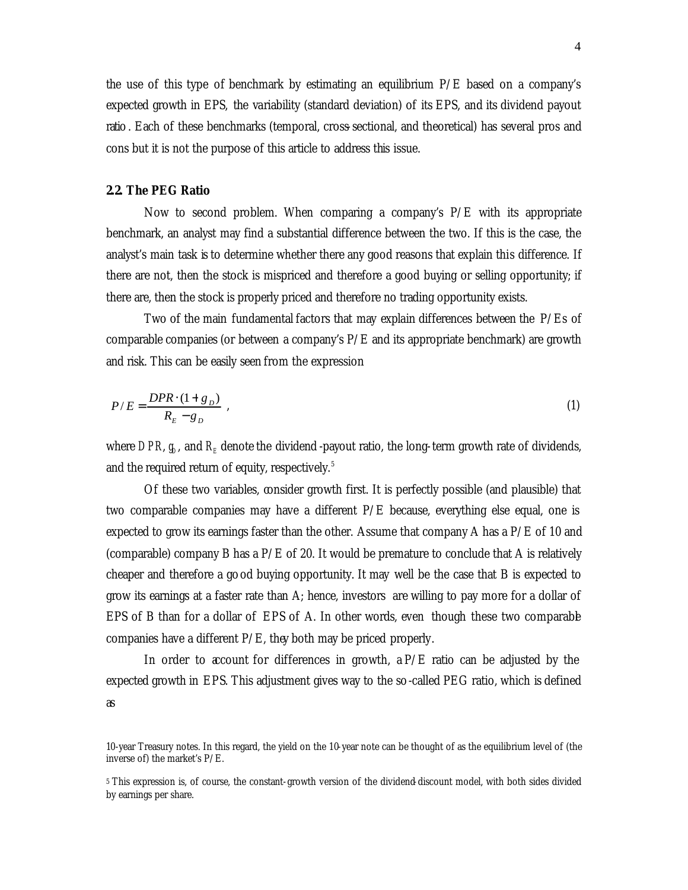the use of this type of benchmark by estimating an equilibrium P/E based on a company's expected growth in EPS, the variability (standard deviation) of its EPS, and its dividend payout ratio. Each of these benchmarks (temporal, cross-sectional, and theoretical) has several pros and cons but it is not the purpose of this article to address this issue.

### 2.2. The PEG Ratio

Now to second problem. When comparing a company's P/E with its appropriate benchmark, an analyst may find a substantial difference between the two. If this is the case, the analyst's main task is to determine whether there any good reasons that explain this difference. If there are not, then the stock is mispriced and therefore a good buying or selling opportunity; if there are, then the stock is properly priced and therefore no trading opportunity exists.

Two of the main fundamental factors that may explain differences between the P/Es of comparable companies (or between a company's P/E and its appropriate benchmark) are growth and risk. This can be easily seen from the expression

$$P/E = \frac{DPR \cdot (1 + g_D)}{R_E - g_D} \;, \tag{1}$$

where $DPR$, $g_D$, and $R_E$ denote the dividend-payout ratio, the long-term growth rate of dividends, and the required return of equity, respectively.[5]

Of these two variables, consider growth first. It is perfectly possible (and plausible) that two comparable companies may have a different P/E because, everything else equal, one is expected to grow its earnings faster than the other. Assume that company A has a P/E of 10 and (comparable) company B has a P/E of 20. It would be premature to conclude that A is relatively cheaper and therefore a good buying opportunity. It may well be the case that B is expected to grow its earnings at a faster rate than A; hence, investors are willing to pay more for a dollar of EPS of B than for a dollar of EPS of A. In other words, even though these two comparable companies have a different P/E, they both may be priced properly.

In order to account for differences in growth, a P/E ratio can be adjusted by the expected growth in EPS. This adjustment gives way to the so-called PEG ratio, which is defined as

---

10-year Treasury notes. In this regard, the yield on the 10-year note can be thought of as the equilibrium level of (the inverse of) the market's P/E.

[5] This expression is, of course, the constant-growth version of the dividend-discount model, with both sides divided by earnings per share.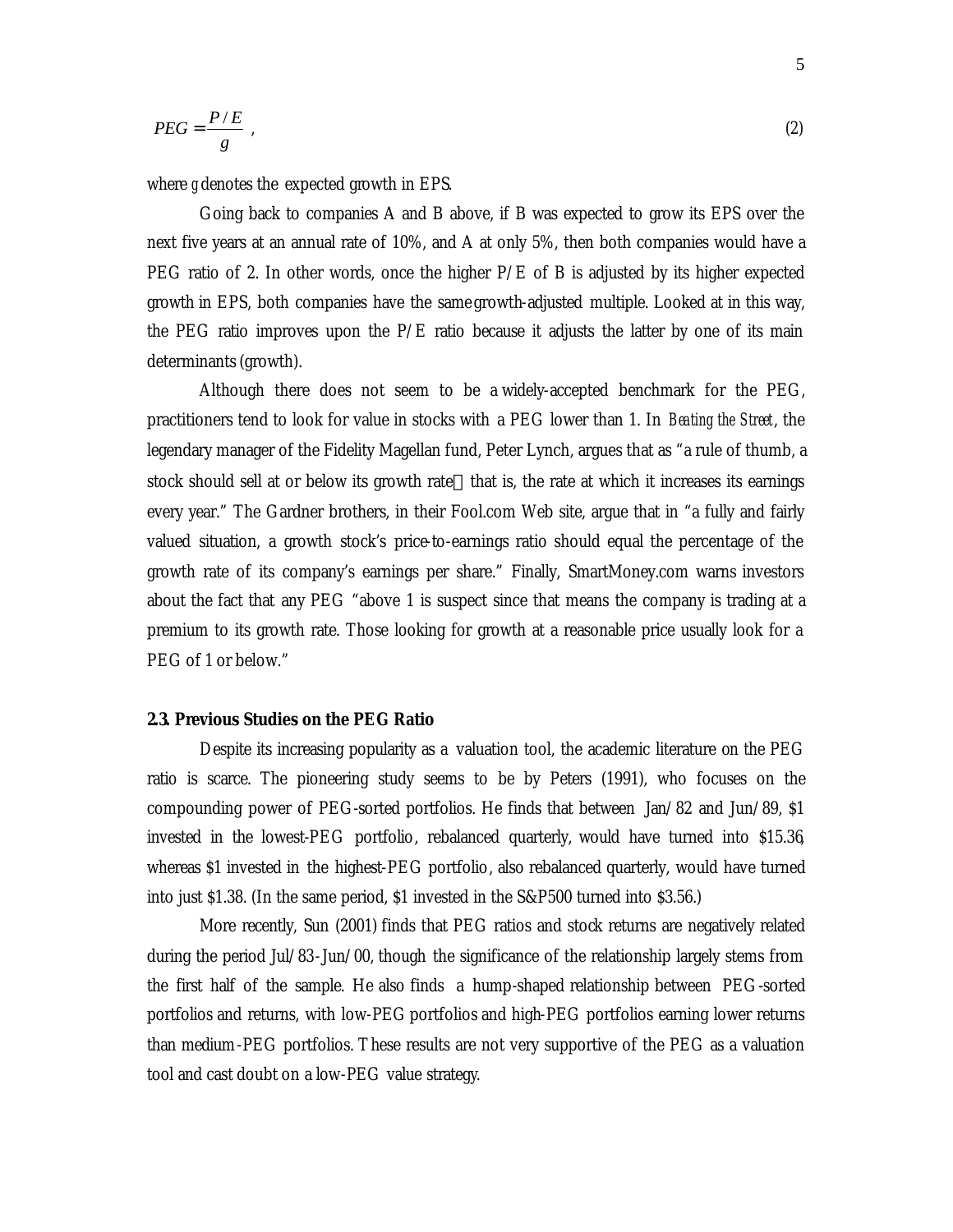$$PEG = \frac{P/E}{g} \ , \tag{2}$$

where $g$ denotes the expected growth in EPS.

Going back to companies A and B above, if B was expected to grow its EPS over the next five years at an annual rate of 10%, and A at only 5%, then both companies would have a PEG ratio of 2. In other words, once the higher P/E of B is adjusted by its higher expected growth in EPS, both companies have the same growth-adjusted multiple. Looked at in this way, the PEG ratio improves upon the P/E ratio because it adjusts the latter by one of its main determinants (growth).

Although there does not seem to be a widely-accepted benchmark for the PEG, practitioners tend to look for value in stocks with a PEG lower than 1. In *Beating the Street*, the legendary manager of the Fidelity Magellan fund, Peter Lynch, argues that as "a rule of thumb, a stock should sell at or below its growth rate—that is, the rate at which it increases its earnings every year." The Gardner brothers, in their Fool.com Web site, argue that in "a fully and fairly valued situation, a growth stock's price-to-earnings ratio should equal the percentage of the growth rate of its company's earnings per share." Finally, SmartMoney.com warns investors about the fact that any PEG "above 1 is suspect since that means the company is trading at a premium to its growth rate. Those looking for growth at a reasonable price usually look for a PEG of 1 or below."

### 2.3. Previous Studies on the PEG Ratio

Despite its increasing popularity as a valuation tool, the academic literature on the PEG ratio is scarce. The pioneering study seems to be by Peters (1991), who focuses on the compounding power of PEG-sorted portfolios. He finds that between Jan/82 and Jun/89, $1 invested in the lowest-PEG portfolio, rebalanced quarterly, would have turned into $15.36, whereas $1 invested in the highest-PEG portfolio, also rebalanced quarterly, would have turned into just $1.38. (In the same period, $1 invested in the S&P500 turned into $3.56.)

More recently, Sun (2001) finds that PEG ratios and stock returns are negatively related during the period Jul/83-Jun/00, though the significance of the relationship largely stems from the first half of the sample. He also finds a hump-shaped relationship between PEG-sorted portfolios and returns, with low-PEG portfolios and high-PEG portfolios earning lower returns than medium-PEG portfolios. These results are not very supportive of the PEG as a valuation tool and cast doubt on a low-PEG value strategy.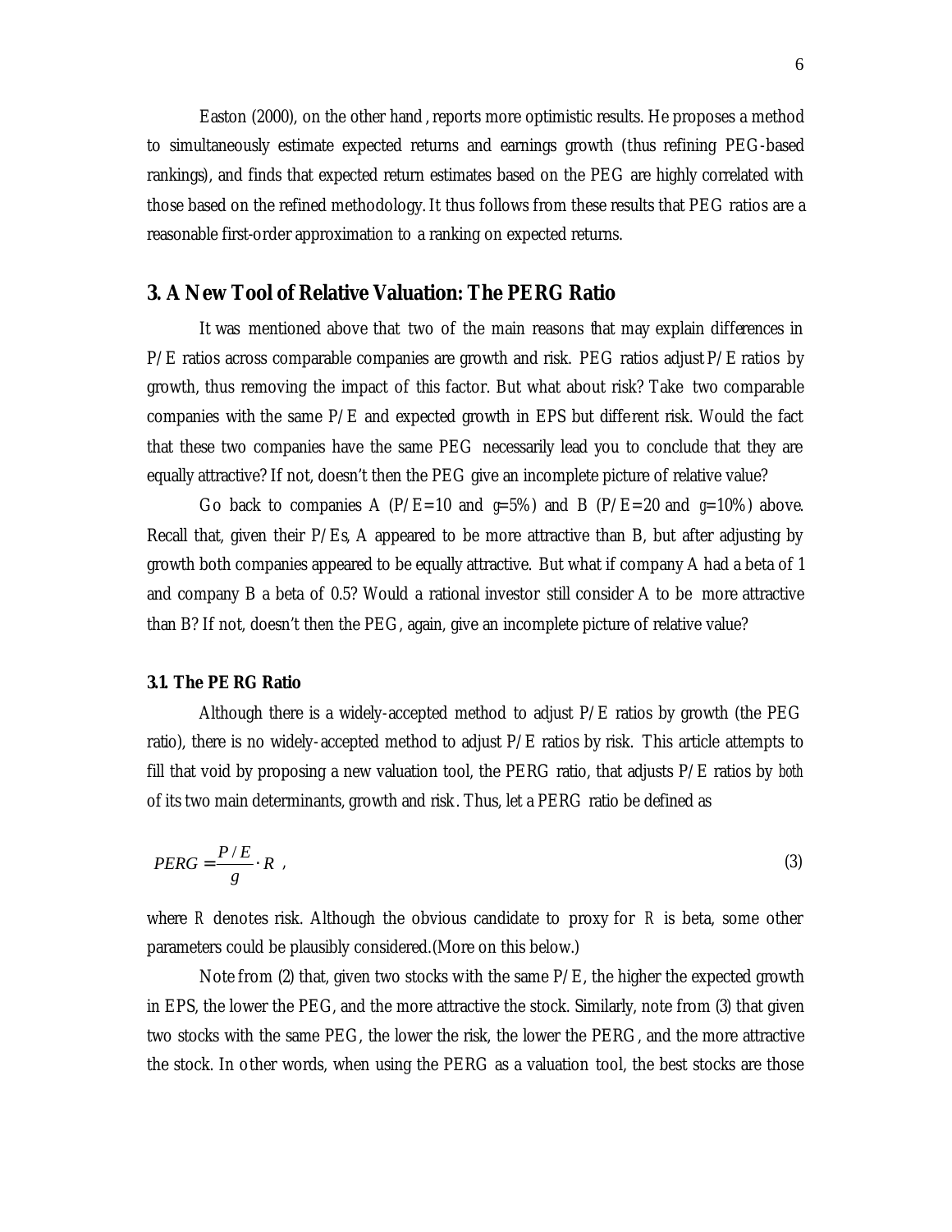Easton (2000), on the other hand, reports more optimistic results. He proposes a method to simultaneously estimate expected returns and earnings growth (thus refining PEG-based rankings), and finds that expected return estimates based on the PEG are highly correlated with those based on the refined methodology. It thus follows from these results that PEG ratios are a reasonable first-order approximation to a ranking on expected returns.

## 3. A New Tool of Relative Valuation: The PERG Ratio

It was mentioned above that two of the main reasons that may explain differences in P/E ratios across comparable companies are growth and risk. PEG ratios adjust P/E ratios by growth, thus removing the impact of this factor. But what about risk? Take two comparable companies with the same P/E and expected growth in EPS but different risk. Would the fact that these two companies have the same PEG necessarily lead you to conclude that they are equally attractive? If not, doesn't then the PEG give an incomplete picture of relative value?

Go back to companies A (P/E=10 and $g$=5%) and B (P/E=20 and $g$=10%) above. Recall that, given their P/Es, A appeared to be more attractive than B, but after adjusting by growth both companies appeared to be equally attractive. But what if company A had a beta of 1 and company B a beta of 0.5? Would a rational investor still consider A to be more attractive than B? If not, doesn't then the PEG, again, give an incomplete picture of relative value?

### 3.1. The PERG Ratio

Although there is a widely-accepted method to adjust P/E ratios by growth (the PEG ratio), there is no widely-accepted method to adjust P/E ratios by risk. This article attempts to fill that void by proposing a new valuation tool, the PERG ratio, that adjusts P/E ratios by *both* of its two main determinants, growth and risk. Thus, let a PERG ratio be defined as

$$PERG = \frac{P/E}{g} \cdot R \ , \tag{3}$$

where $R$ denotes risk. Although the obvious candidate to proxy for $R$ is beta, some other parameters could be plausibly considered. (More on this below.)

Note from (2) that, given two stocks with the same P/E, the higher the expected growth in EPS, the lower the PEG, and the more attractive the stock. Similarly, note from (3) that given two stocks with the same PEG, the lower the risk, the lower the PERG, and the more attractive the stock. In other words, when using the PERG as a valuation tool, the best stocks are those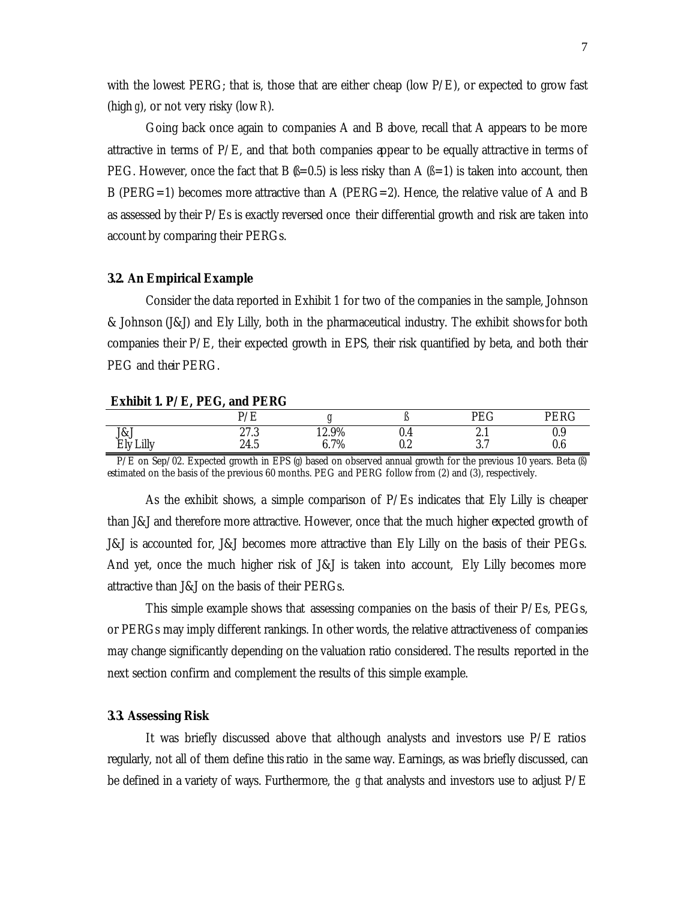with the lowest PERG; that is, those that are either cheap (low P/E), or expected to grow fast (high $g$), or not very risky (low $R$).

Going back once again to companies A and B above, recall that A appears to be more attractive in terms of P/E, and that both companies appear to be equally attractive in terms of PEG. However, once the fact that B (ß=0.5) is less risky than A (ß=1) is taken into account, then B (PERG=1) becomes more attractive than A (PERG=2). Hence, the relative value of A and B as assessed by their P/Es is exactly reversed once their differential growth and risk are taken into account by comparing their PERGs.

### 3.2. An Empirical Example

Consider the data reported in Exhibit 1 for two of the companies in the sample, Johnson & Johnson (J&J) and Ely Lilly, both in the pharmaceutical industry. The exhibit shows for both companies their P/E, their expected growth in EPS, their risk quantified by beta, and both their PEG and their PERG.

**Exhibit 1. P/E, PEG, and PERG**

| | P/E | $g$ | ß | PEG | PERG |
|---|---|---|---|---|---|
| J&J | 27.3 | 12.9% | 0.4 | 2.1 | 0.9 |
| Ely Lilly | 24.5 | 6.7% | 0.2 | 3.7 | 0.6 |

P/E on Sep/02. Expected growth in EPS ($g$) based on observed annual growth for the previous 10 years. Beta (ß) estimated on the basis of the previous 60 months. PEG and PERG follow from (2) and (3), respectively.

As the exhibit shows, a simple comparison of P/Es indicates that Ely Lilly is cheaper than J&J and therefore more attractive. However, once that the much higher expected growth of J&J is accounted for, J&J becomes more attractive than Ely Lilly on the basis of their PEGs. And yet, once the much higher risk of J&J is taken into account, Ely Lilly becomes more attractive than J&J on the basis of their PERGs.

This simple example shows that assessing companies on the basis of their P/Es, PEGs, or PERGs may imply different rankings. In other words, the relative attractiveness of companies may change significantly depending on the valuation ratio considered. The results reported in the next section confirm and complement the results of this simple example.

### 3.3. Assessing Risk

It was briefly discussed above that although analysts and investors use P/E ratios regularly, not all of them define this ratio in the same way. Earnings, as was briefly discussed, can be defined in a variety of ways. Furthermore, the $g$ that analysts and investors use to adjust P/E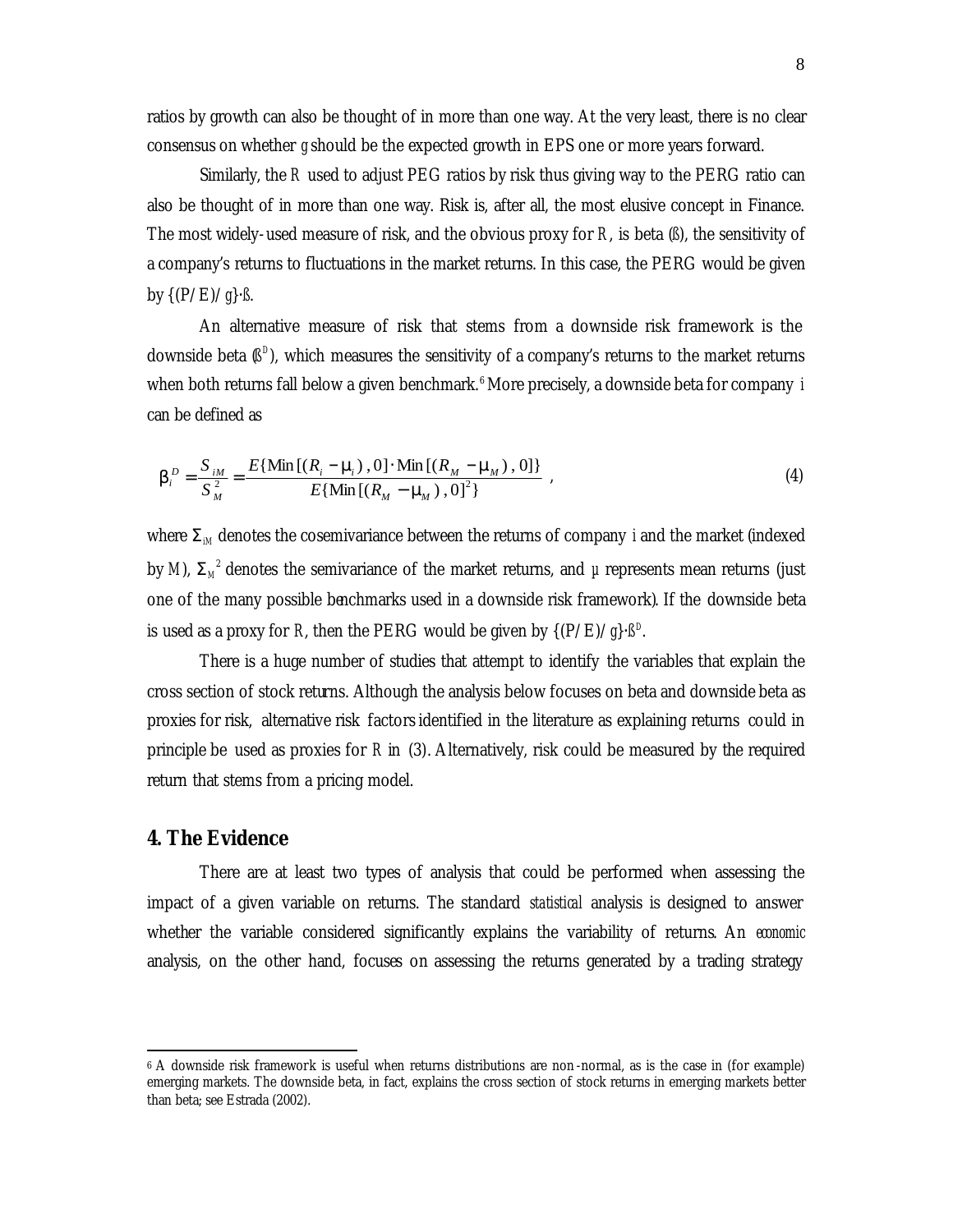ratios by growth can also be thought of in more than one way. At the very least, there is no clear consensus on whether *g* should be the expected growth in EPS one or more years forward.

Similarly, the *R* used to adjust PEG ratios by risk thus giving way to the PERG ratio can also be thought of in more than one way. Risk is, after all, the most elusive concept in Finance. The most widely-used measure of risk, and the obvious proxy for *R*, is beta ($\beta$), the sensitivity of a company's returns to fluctuations in the market returns. In this case, the PERG would be given by $\{(P/E)/g\}\cdot\beta$.

An alternative measure of risk that stems from a downside risk framework is the downside beta ($\beta^D$), which measures the sensitivity of a company's returns to the market returns when both returns fall below a given benchmark.[6] More precisely, a downside beta for company *i* can be defined as

$$\beta_i^D = \frac{\Sigma_{iM}}{\Sigma_M^2} = \frac{E\{\text{Min}[(R_i - \mu_i), 0] \cdot \text{Min}[(R_M - \mu_M), 0]\}}{E\{\text{Min}[(R_M - \mu_M), 0]^2\}} \quad , \tag{4}$$

where $\Sigma_{iM}$ denotes the cosemivariance between the returns of company *i* and the market (indexed by *M*), $\Sigma_M^2$ denotes the semivariance of the market returns, and $\mu$ represents mean returns (just one of the many possible benchmarks used in a downside risk framework). If the downside beta is used as a proxy for *R*, then the PERG would be given by $\{(P/E)/g\}\cdot\beta^D$.

There is a huge number of studies that attempt to identify the variables that explain the cross section of stock returns. Although the analysis below focuses on beta and downside beta as proxies for risk, alternative risk factors identified in the literature as explaining returns could in principle be used as proxies for *R* in (3). Alternatively, risk could be measured by the required return that stems from a pricing model.

## 4. The Evidence

There are at least two types of analysis that could be performed when assessing the impact of a given variable on returns. The standard *statistical* analysis is designed to answer whether the variable considered significantly explains the variability of returns. An *economic* analysis, on the other hand, focuses on assessing the returns generated by a trading strategy

---

[6] A downside risk framework is useful when returns distributions are non-normal, as is the case in (for example) emerging markets. The downside beta, in fact, explains the cross section of stock returns in emerging markets better than beta; see Estrada (2002).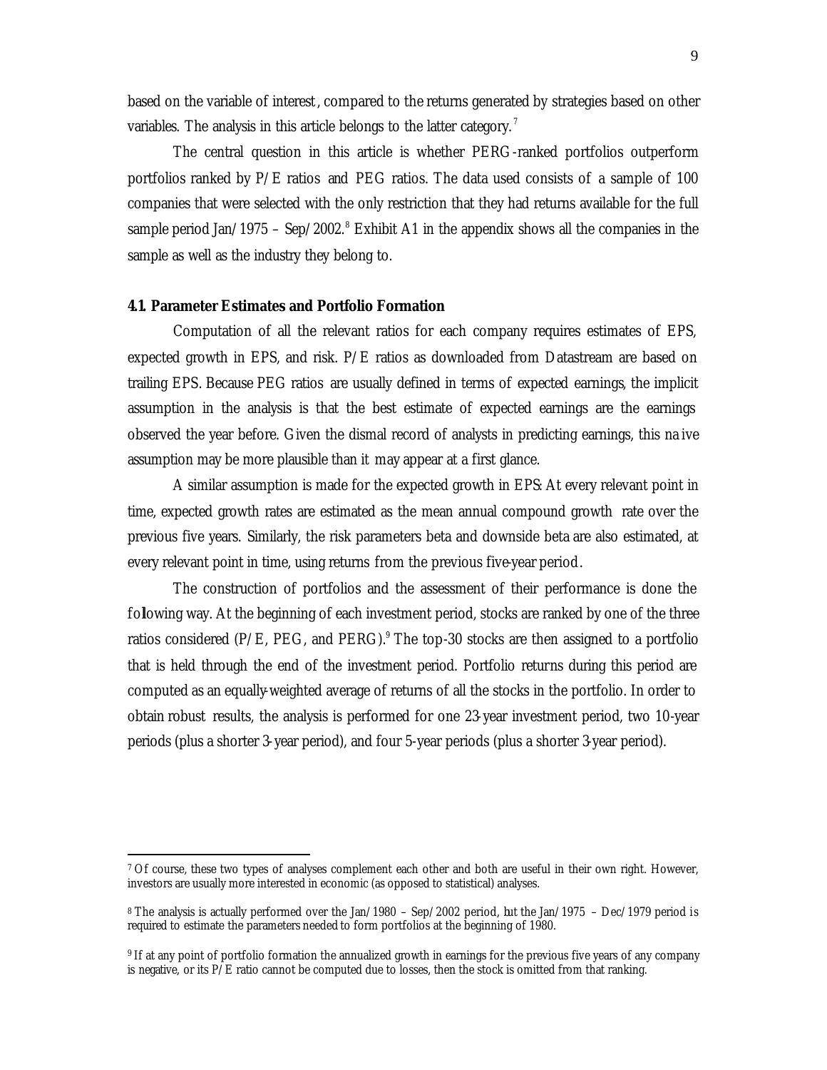based on the variable of interest, compared to the returns generated by strategies based on other variables. The analysis in this article belongs to the latter category.[7]

The central question in this article is whether PERG-ranked portfolios outperform portfolios ranked by P/E ratios and PEG ratios. The data used consists of a sample of 100 companies that were selected with the only restriction that they had returns available for the full sample period Jan/1975 – Sep/2002.[8] Exhibit A1 in the appendix shows all the companies in the sample as well as the industry they belong to.

### 4.1. Parameter Estimates and Portfolio Formation

Computation of all the relevant ratios for each company requires estimates of EPS, expected growth in EPS, and risk. P/E ratios as downloaded from Datastream are based on trailing EPS. Because PEG ratios are usually defined in terms of expected earnings, the implicit assumption in the analysis is that the best estimate of expected earnings are the earnings observed the year before. Given the dismal record of analysts in predicting earnings, this naive assumption may be more plausible than it may appear at a first glance.

A similar assumption is made for the expected growth in EPS: At every relevant point in time, expected growth rates are estimated as the mean annual compound growth rate over the previous five years. Similarly, the risk parameters beta and downside beta are also estimated, at every relevant point in time, using returns from the previous five-year period.

The construction of portfolios and the assessment of their performance is done the following way. At the beginning of each investment period, stocks are ranked by one of the three ratios considered (P/E, PEG, and PERG).[9] The top-30 stocks are then assigned to a portfolio that is held through the end of the investment period. Portfolio returns during this period are computed as an equally-weighted average of returns of all the stocks in the portfolio. In order to obtain robust results, the analysis is performed for one 23-year investment period, two 10-year periods (plus a shorter 3-year period), and four 5-year periods (plus a shorter 3-year period).

---

[7] Of course, these two types of analyses complement each other and both are useful in their own right. However, investors are usually more interested in economic (as opposed to statistical) analyses.

[8] The analysis is actually performed over the Jan/1980 – Sep/2002 period, but the Jan/1975 – Dec/1979 period is required to estimate the parameters needed to form portfolios at the beginning of 1980.

[9] If at any point of portfolio formation the annualized growth in earnings for the previous five years of any company is negative, or its P/E ratio cannot be computed due to losses, then the stock is omitted from that ranking.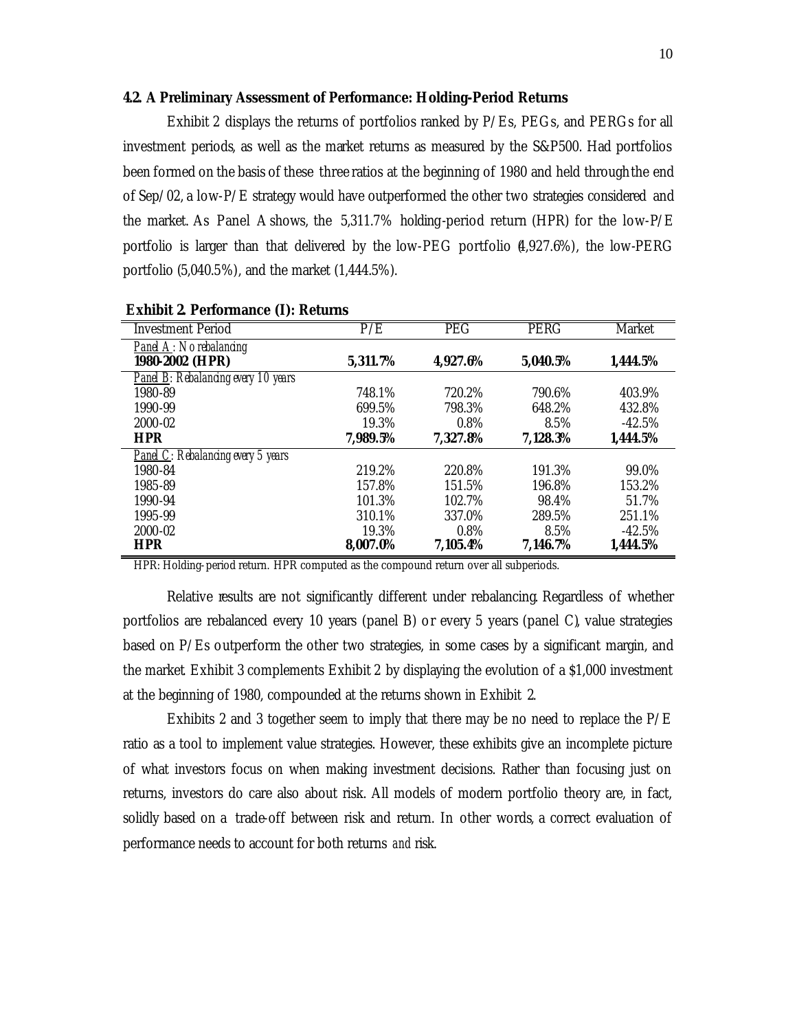### 4.2. A Preliminary Assessment of Performance: Holding-Period Returns

Exhibit 2 displays the returns of portfolios ranked by P/Es, PEGs, and PERGs for all investment periods, as well as the market returns as measured by the S&P500. Had portfolios been formed on the basis of these three ratios at the beginning of 1980 and held through the end of Sep/02, a low-P/E strategy would have outperformed the other two strategies considered and the market. As Panel A shows, the 5,311.7% holding-period return (HPR) for the low-P/E portfolio is larger than that delivered by the low-PEG portfolio (4,927.6%), the low-PERG portfolio (5,040.5%), and the market (1,444.5%).

**Exhibit 2. Performance (I): Returns**

| Investment Period | P/E | PEG | PERG | Market |
|---|---|---|---|---|
| *Panel A: No rebalancing* | | | | |
| **1980-2002 (HPR)** | **5,311.7%** | **4,927.6%** | **5,040.5%** | **1,444.5%** |
| *Panel B: Rebalancing every 10 years* | | | | |
| 1980-89 | 748.1% | 720.2% | 790.6% | 403.9% |
| 1990-99 | 699.5% | 798.3% | 648.2% | 432.8% |
| 2000-02 | 19.3% | 0.8% | 8.5% | -42.5% |
| **HPR** | **7,989.5%** | **7,327.8%** | **7,128.3%** | **1,444.5%** |
| *Panel C: Rebalancing every 5 years* | | | | |
| 1980-84 | 219.2% | 220.8% | 191.3% | 99.0% |
| 1985-89 | 157.8% | 151.5% | 196.8% | 153.2% |
| 1990-94 | 101.3% | 102.7% | 98.4% | 51.7% |
| 1995-99 | 310.1% | 337.0% | 289.5% | 251.1% |
| 2000-02 | 19.3% | 0.8% | 8.5% | -42.5% |
| **HPR** | **8,007.0%** | **7,105.4%** | **7,146.7%** | **1,444.5%** |

HPR: Holding-period return. HPR computed as the compound return over all subperiods.

Relative results are not significantly different under rebalancing. Regardless of whether portfolios are rebalanced every 10 years (panel B) or every 5 years (panel C), value strategies based on P/Es outperform the other two strategies, in some cases by a significant margin, and the market. Exhibit 3 complements Exhibit 2 by displaying the evolution of a $1,000 investment at the beginning of 1980, compounded at the returns shown in Exhibit 2.

Exhibits 2 and 3 together seem to imply that there may be no need to replace the P/E ratio as a tool to implement value strategies. However, these exhibits give an incomplete picture of what investors focus on when making investment decisions. Rather than focusing just on returns, investors do care also about risk. All models of modern portfolio theory are, in fact, solidly based on a trade-off between risk and return. In other words, a correct evaluation of performance needs to account for both returns *and* risk.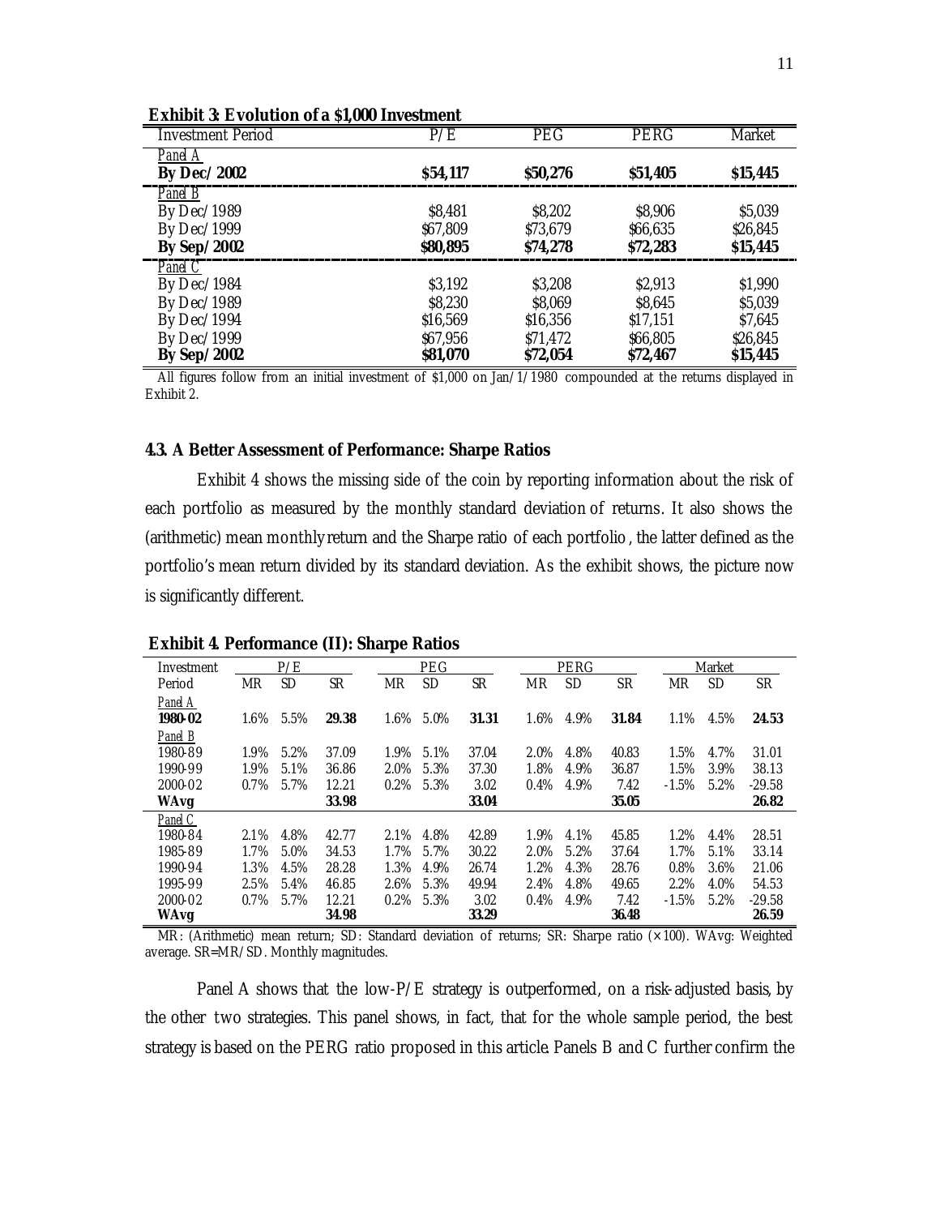**Exhibit 3: Evolution of a $1,000 Investment**

| Investment Period | P/E | PEG | PERG | Market |
|---|---|---|---|---|
| *Panel A* | | | | |
| **By Dec/2002** | **$54,117** | **$50,276** | **$51,405** | **$15,445** |
| *Panel B* | | | | |
| By Dec/1989 | $8,481 | $8,202 | $8,906 | $5,039 |
| By Dec/1999 | $67,809 | $73,679 | $66,635 | $26,845 |
| **By Sep/2002** | **$80,895** | **$74,278** | **$72,283** | **$15,445** |
| *Panel C* | | | | |
| By Dec/1984 | $3,192 | $3,208 | $2,913 | $1,990 |
| By Dec/1989 | $8,230 | $8,069 | $8,645 | $5,039 |
| By Dec/1994 | $16,569 | $16,356 | $17,151 | $7,645 |
| By Dec/1999 | $67,956 | $71,472 | $66,805 | $26,845 |
| **By Sep/2002** | **$81,070** | **$72,054** | **$72,467** | **$15,445** |

All figures follow from an initial investment of $1,000 on Jan/1/1980 compounded at the returns displayed in Exhibit 2.

### 4.3. A Better Assessment of Performance: Sharpe Ratios

Exhibit 4 shows the missing side of the coin by reporting information about the risk of each portfolio as measured by the monthly standard deviation of returns. It also shows the (arithmetic) mean monthly return and the Sharpe ratio of each portfolio, the latter defined as the portfolio's mean return divided by its standard deviation. As the exhibit shows, the picture now is significantly different.

**Exhibit 4. Performance (II): Sharpe Ratios**

| Investment | P/E | | | PEG | | | PERG | | | Market | | |
|---|---|---|---|---|---|---|---|---|---|---|---|---|
| Period | MR | SD | SR | MR | SD | SR | MR | SD | SR | MR | SD | SR |
| *Panel A* | | | | | | | | | | | | |
| **1980-02** | 1.6% | 5.5% | **29.38** | 1.6% | 5.0% | **31.31** | 1.6% | 4.9% | **31.84** | 1.1% | 4.5% | **24.53** |
| *Panel B* | | | | | | | | | | | | |
| 1980-89 | 1.9% | 5.2% | 37.09 | 1.9% | 5.1% | 37.04 | 2.0% | 4.8% | 40.83 | 1.5% | 4.7% | 31.01 |
| 1990-99 | 1.9% | 5.1% | 36.86 | 2.0% | 5.3% | 37.30 | 1.8% | 4.9% | 36.87 | 1.5% | 3.9% | 38.13 |
| 2000-02 | 0.7% | 5.7% | 12.21 | 0.2% | 5.3% | 3.02 | 0.4% | 4.9% | 7.42 | -1.5% | 5.2% | -29.58 |
| **WAvg** | | | **33.98** | | | **33.04** | | | **35.05** | | | **26.82** |
| *Panel C* | | | | | | | | | | | | |
| 1980-84 | 2.1% | 4.8% | 42.77 | 2.1% | 4.8% | 42.89 | 1.9% | 4.1% | 45.85 | 1.2% | 4.4% | 28.51 |
| 1985-89 | 1.7% | 5.0% | 34.53 | 1.7% | 5.7% | 30.22 | 2.0% | 5.2% | 37.64 | 1.7% | 5.1% | 33.14 |
| 1990-94 | 1.3% | 4.5% | 28.28 | 1.3% | 4.9% | 26.74 | 1.2% | 4.3% | 28.76 | 0.8% | 3.6% | 21.06 |
| 1995-99 | 2.5% | 5.4% | 46.85 | 2.6% | 5.3% | 49.94 | 2.4% | 4.8% | 49.65 | 2.2% | 4.0% | 54.53 |
| 2000-02 | 0.7% | 5.7% | 12.21 | 0.2% | 5.3% | 3.02 | 0.4% | 4.9% | 7.42 | -1.5% | 5.2% | -29.58 |
| **WAvg** | | | **34.98** | | | **33.29** | | | **36.48** | | | **26.59** |

MR: (Arithmetic) mean return; SD: Standard deviation of returns; SR: Sharpe ratio (×100). WAvg: Weighted average. SR=MR/SD. Monthly magnitudes.

Panel A shows that the low-P/E strategy is outperformed, on a risk-adjusted basis, by the other two strategies. This panel shows, in fact, that for the whole sample period, the best strategy is based on the PERG ratio proposed in this article. Panels B and C further confirm the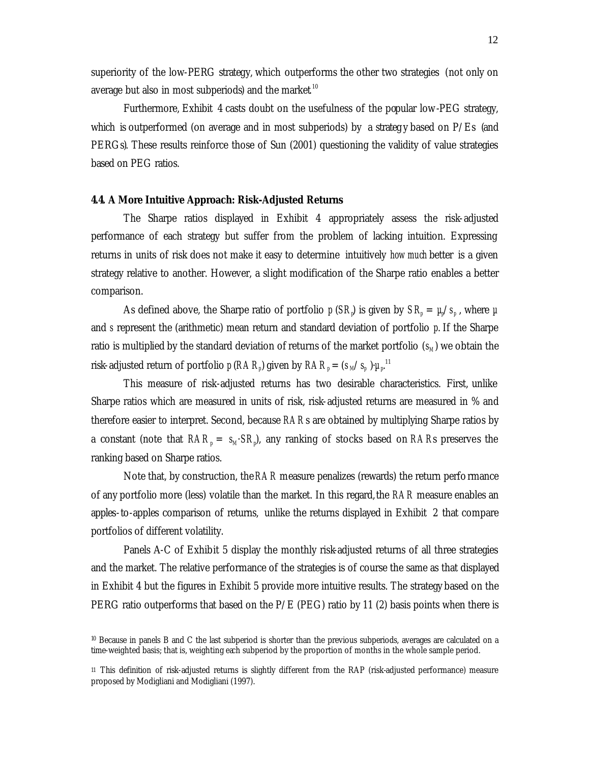superiority of the low-PERG strategy, which outperforms the other two strategies (not only on average but also in most subperiods) and the market.[10]

Furthermore, Exhibit 4 casts doubt on the usefulness of the popular low-PEG strategy, which is outperformed (on average and in most subperiods) by a strategy based on P/Es (and PERGs). These results reinforce those of Sun (2001) questioning the validity of value strategies based on PEG ratios.

### 4.4. A More Intuitive Approach: Risk-Adjusted Returns

The Sharpe ratios displayed in Exhibit 4 appropriately assess the risk-adjusted performance of each strategy but suffer from the problem of lacking intuition. Expressing returns in units of risk does not make it easy to determine intuitively *how much* better is a given strategy relative to another. However, a slight modification of the Sharpe ratio enables a better comparison.

As defined above, the Sharpe ratio of portfolio $p$ ($SR_p$) is given by $SR_p = \mu_p/s_p$, where $\mu$ and $s$ represent the (arithmetic) mean return and standard deviation of portfolio $p$. If the Sharpe ratio is multiplied by the standard deviation of returns of the market portfolio ($s_M$) we obtain the risk-adjusted return of portfolio $p$ ($RAR_p$) given by $RAR_p = (s_M/s_p)\cdot\mu_p$.[11]

This measure of risk-adjusted returns has two desirable characteristics. First, unlike Sharpe ratios which are measured in units of risk, risk-adjusted returns are measured in % and therefore easier to interpret. Second, because $RAR$s are obtained by multiplying Sharpe ratios by a constant (note that $RAR_p = s_M \cdot SR_p$), any ranking of stocks based on $RAR$s preserves the ranking based on Sharpe ratios.

Note that, by construction, the $RAR$ measure penalizes (rewards) the return performance of any portfolio more (less) volatile than the market. In this regard, the $RAR$ measure enables an apples-to-apples comparison of returns, unlike the returns displayed in Exhibit 2 that compare portfolios of different volatility.

Panels A-C of Exhibit 5 display the monthly risk-adjusted returns of all three strategies and the market. The relative performance of the strategies is of course the same as that displayed in Exhibit 4 but the figures in Exhibit 5 provide more intuitive results. The strategy based on the PERG ratio outperforms that based on the P/E (PEG) ratio by 11 (2) basis points when there is

---

[10] Because in panels B and C the last subperiod is shorter than the previous subperiods, averages are calculated on a time-weighted basis; that is, weighting each subperiod by the proportion of months in the whole sample period.

[11] This definition of risk-adjusted returns is slightly different from the RAP (risk-adjusted performance) measure proposed by Modigliani and Modigliani (1997).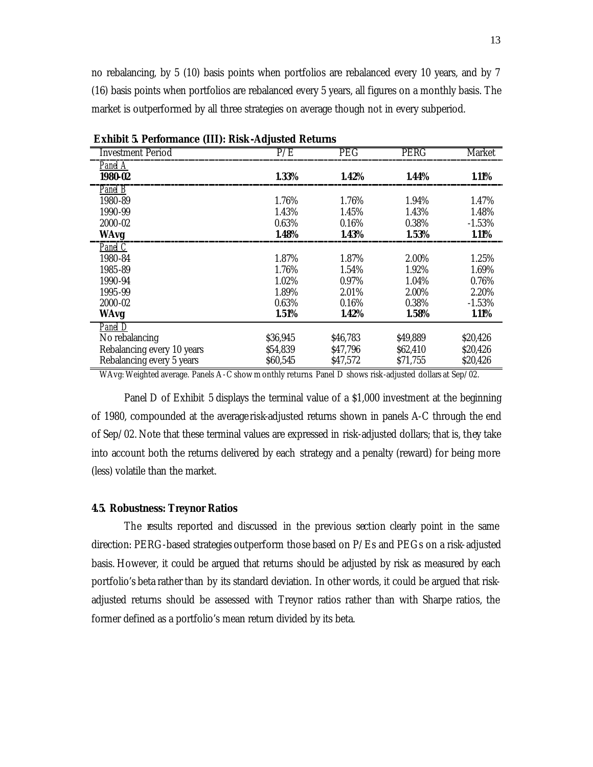no rebalancing, by 5 (10) basis points when portfolios are rebalanced every 10 years, and by 7 (16) basis points when portfolios are rebalanced every 5 years, all figures on a monthly basis. The market is outperformed by all three strategies on average though not in every subperiod.

**Exhibit 5. Performance (III): Risk-Adjusted Returns**

| Investment Period | P/E | PEG | PERG | Market |
|---|---|---|---|---|
| *Panel A* | | | | |
| **1980-02** | **1.33%** | **1.42%** | **1.44%** | **1.11%** |
| *Panel B* | | | | |
| 1980-89 | 1.76% | 1.76% | 1.94% | 1.47% |
| 1990-99 | 1.43% | 1.45% | 1.43% | 1.48% |
| 2000-02 | 0.63% | 0.16% | 0.38% | -1.53% |
| **WAvg** | **1.48%** | **1.43%** | **1.53%** | **1.11%** |
| *Panel C* | | | | |
| 1980-84 | 1.87% | 1.87% | 2.00% | 1.25% |
| 1985-89 | 1.76% | 1.54% | 1.92% | 1.69% |
| 1990-94 | 1.02% | 0.97% | 1.04% | 0.76% |
| 1995-99 | 1.89% | 2.01% | 2.00% | 2.20% |
| 2000-02 | 0.63% | 0.16% | 0.38% | -1.53% |
| **WAvg** | **1.51%** | **1.42%** | **1.58%** | **1.11%** |
| *Panel D* | | | | |
| No rebalancing | \$36,945 | \$46,783 | \$49,889 | \$20,426 |
| Rebalancing every 10 years | \$54,839 | \$47,796 | \$62,410 | \$20,426 |
| Rebalancing every 5 years | \$60,545 | \$47,572 | \$71,755 | \$20,426 |

WAvg: Weighted average. Panels A-C show monthly returns. Panel D shows risk-adjusted dollars at Sep/02.

Panel D of Exhibit 5 displays the terminal value of a \$1,000 investment at the beginning of 1980, compounded at the average risk-adjusted returns shown in panels A-C through the end of Sep/02. Note that these terminal values are expressed in risk-adjusted dollars; that is, they take into account both the returns delivered by each strategy and a penalty (reward) for being more (less) volatile than the market.

### 4.5. Robustness: Treynor Ratios

The results reported and discussed in the previous section clearly point in the same direction: PERG-based strategies outperform those based on P/Es and PEGs on a risk-adjusted basis. However, it could be argued that returns should be adjusted by risk as measured by each portfolio's beta rather than by its standard deviation. In other words, it could be argued that risk-adjusted returns should be assessed with Treynor ratios rather than with Sharpe ratios, the former defined as a portfolio's mean return divided by its beta.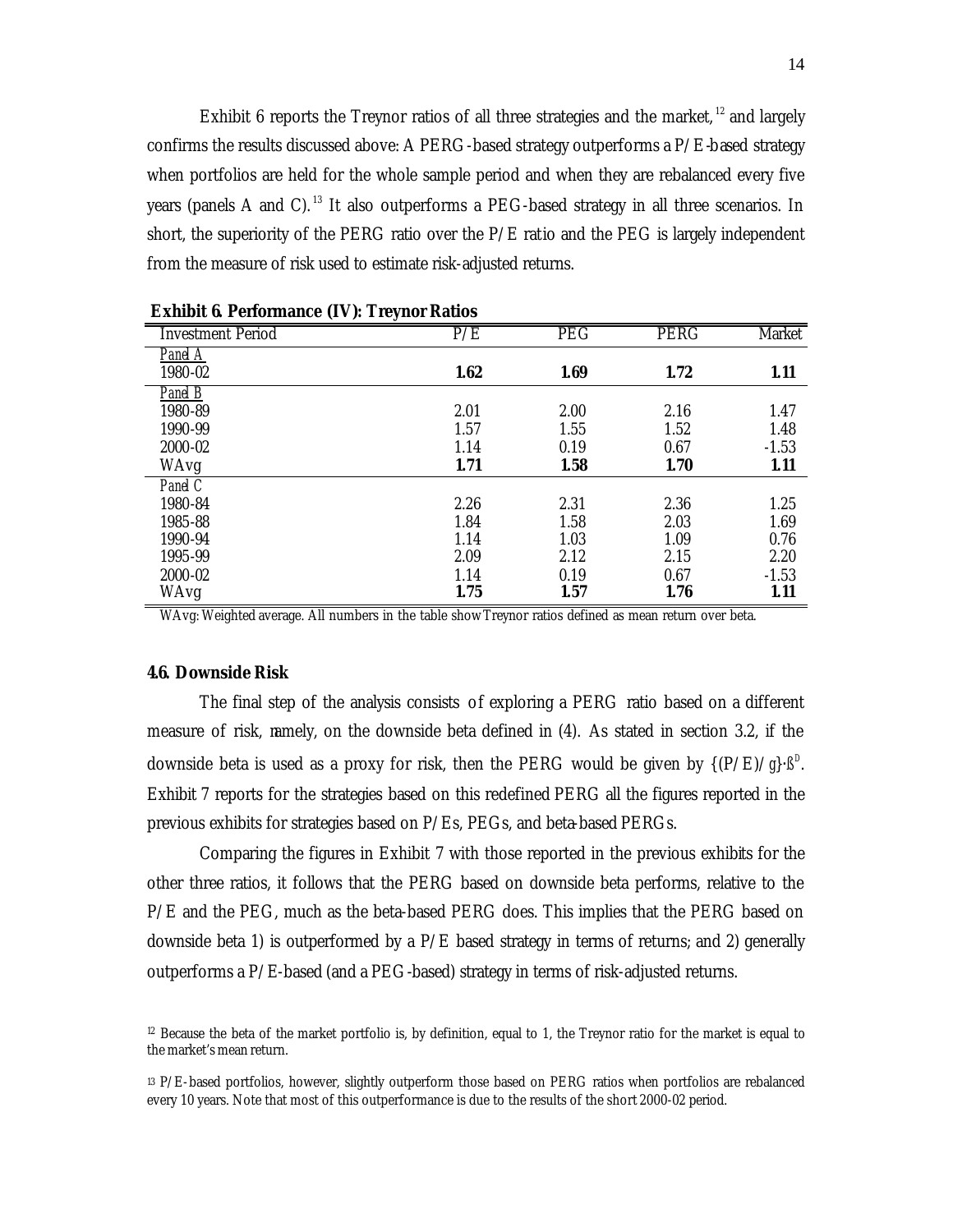Exhibit 6 reports the Treynor ratios of all three strategies and the market,[12] and largely confirms the results discussed above: A PERG-based strategy outperforms a P/E-based strategy when portfolios are held for the whole sample period and when they are rebalanced every five years (panels A and C).[13] It also outperforms a PEG-based strategy in all three scenarios. In short, the superiority of the PERG ratio over the P/E ratio and the PEG is largely independent from the measure of risk used to estimate risk-adjusted returns.

**Exhibit 6. Performance (IV): Treynor Ratios**

| Investment Period | P/E | PEG | PERG | Market |
|---|---|---|---|---|
| *Panel A* | | | | |
| 1980-02 | **1.62** | **1.69** | **1.72** | **1.11** |
| *Panel B* | | | | |
| 1980-89 | 2.01 | 2.00 | 2.16 | 1.47 |
| 1990-99 | 1.57 | 1.55 | 1.52 | 1.48 |
| 2000-02 | 1.14 | 0.19 | 0.67 | -1.53 |
| WAvg | **1.71** | **1.58** | **1.70** | **1.11** |
| *Panel C* | | | | |
| 1980-84 | 2.26 | 2.31 | 2.36 | 1.25 |
| 1985-88 | 1.84 | 1.58 | 2.03 | 1.69 |
| 1990-94 | 1.14 | 1.03 | 1.09 | 0.76 |
| 1995-99 | 2.09 | 2.12 | 2.15 | 2.20 |
| 2000-02 | 1.14 | 0.19 | 0.67 | -1.53 |
| WAvg | **1.75** | **1.57** | **1.76** | **1.11** |

WAvg: Weighted average. All numbers in the table show Treynor ratios defined as mean return over beta.

### 4.6. Downside Risk

The final step of the analysis consists of exploring a PERG ratio based on a different measure of risk, namely, on the downside beta defined in (4). As stated in section 3.2, if the downside beta is used as a proxy for risk, then the PERG would be given by $\{(P/E)/g\}\cdot\beta^D$. Exhibit 7 reports for the strategies based on this redefined PERG all the figures reported in the previous exhibits for strategies based on P/Es, PEGs, and beta-based PERGs.

Comparing the figures in Exhibit 7 with those reported in the previous exhibits for the other three ratios, it follows that the PERG based on downside beta performs, relative to the P/E and the PEG, much as the beta-based PERG does. This implies that the PERG based on downside beta 1) is outperformed by a P/E based strategy in terms of returns; and 2) generally outperforms a P/E-based (and a PEG-based) strategy in terms of risk-adjusted returns.

[12] Because the beta of the market portfolio is, by definition, equal to 1, the Treynor ratio for the market is equal to the market's mean return.

[13] P/E-based portfolios, however, slightly outperform those based on PERG ratios when portfolios are rebalanced every 10 years. Note that most of this outperformance is due to the results of the short 2000-02 period.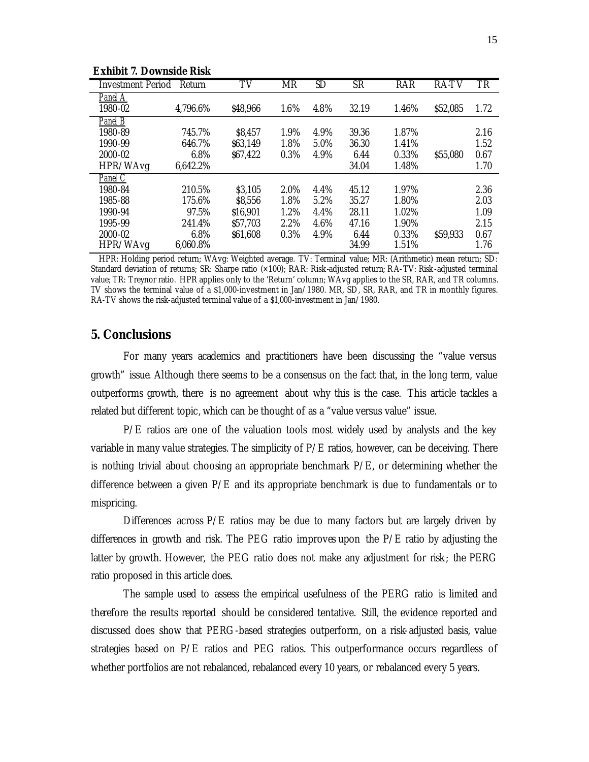**Exhibit 7. Downside Risk**

| Investment Period | Return | TV | MR | SD | SR | RAR | RA-TV | TR |
|---|---|---|---|---|---|---|---|---|
| Panel A | | | | | | | | |
| 1980-02 | 4,796.6% | \$48,966 | 1.6% | 4.8% | 32.19 | 1.46% | \$52,085 | 1.72 |
| Panel B | | | | | | | | |
| 1980-89 | 745.7% | \$8,457 | 1.9% | 4.9% | 39.36 | 1.87% | | 2.16 |
| 1990-99 | 646.7% | \$63,149 | 1.8% | 5.0% | 36.30 | 1.41% | | 1.52 |
| 2000-02 | 6.8% | \$67,422 | 0.3% | 4.9% | 6.44 | 0.33% | \$55,080 | 0.67 |
| HPR/WAvg | 6,642.2% | | | | 34.04 | 1.48% | | 1.70 |
| Panel C | | | | | | | | |
| 1980-84 | 210.5% | \$3,105 | 2.0% | 4.4% | 45.12 | 1.97% | | 2.36 |
| 1985-88 | 175.6% | \$8,556 | 1.8% | 5.2% | 35.27 | 1.80% | | 2.03 |
| 1990-94 | 97.5% | \$16,901 | 1.2% | 4.4% | 28.11 | 1.02% | | 1.09 |
| 1995-99 | 241.4% | \$57,703 | 2.2% | 4.6% | 47.16 | 1.90% | | 2.15 |
| 2000-02 | 6.8% | \$61,608 | 0.3% | 4.9% | 6.44 | 0.33% | \$59,933 | 0.67 |
| HPR/WAvg | 6,060.8% | | | | 34.99 | 1.51% | | 1.76 |

HPR: Holding period return; WAvg: Weighted average. TV: Terminal value; MR: (Arithmetic) mean return; SD: Standard deviation of returns; SR: Sharpe ratio (×100); RAR: Risk-adjusted return; RA-TV: Risk-adjusted terminal value; TR: Treynor ratio. HPR applies only to the 'Return' column; WAvg applies to the SR, RAR, and TR columns. TV shows the terminal value of a \$1,000-investment in Jan/1980. MR, SD, SR, RAR, and TR in monthly figures. RA-TV shows the risk-adjusted terminal value of a \$1,000-investment in Jan/1980.

## 5. Conclusions

For many years academics and practitioners have been discussing the "value versus growth" issue. Although there seems to be a consensus on the fact that, in the long term, value outperforms growth, there is no agreement about why this is the case. This article tackles a related but different topic, which can be thought of as a "value versus value" issue.

P/E ratios are one of the valuation tools most widely used by analysts and the key variable in many value strategies. The simplicity of P/E ratios, however, can be deceiving. There is nothing trivial about choosing an appropriate benchmark P/E, or determining whether the difference between a given P/E and its appropriate benchmark is due to fundamentals or to mispricing.

Differences across P/E ratios may be due to many factors but are largely driven by differences in growth and risk. The PEG ratio improves upon the P/E ratio by adjusting the latter by growth. However, the PEG ratio does not make any adjustment for risk; the PERG ratio proposed in this article does.

The sample used to assess the empirical usefulness of the PERG ratio is limited and therefore the results reported should be considered tentative. Still, the evidence reported and discussed does show that PERG-based strategies outperform, on a risk-adjusted basis, value strategies based on P/E ratios and PEG ratios. This outperformance occurs regardless of whether portfolios are not rebalanced, rebalanced every 10 years, or rebalanced every 5 years.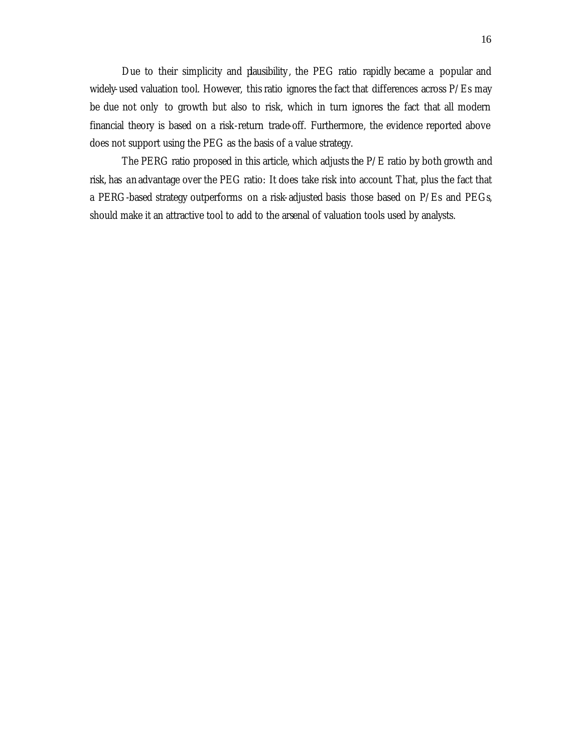Due to their simplicity and plausibility, the PEG ratio rapidly became a popular and widely-used valuation tool. However, this ratio ignores the fact that differences across P/Es may be due not only to growth but also to risk, which in turn ignores the fact that all modern financial theory is based on a risk-return trade-off. Furthermore, the evidence reported above does not support using the PEG as the basis of a value strategy.

The PERG ratio proposed in this article, which adjusts the P/E ratio by both growth and risk, has an advantage over the PEG ratio: It does take risk into account. That, plus the fact that a PERG-based strategy outperforms on a risk-adjusted basis those based on P/Es and PEGs, should make it an attractive tool to add to the arsenal of valuation tools used by analysts.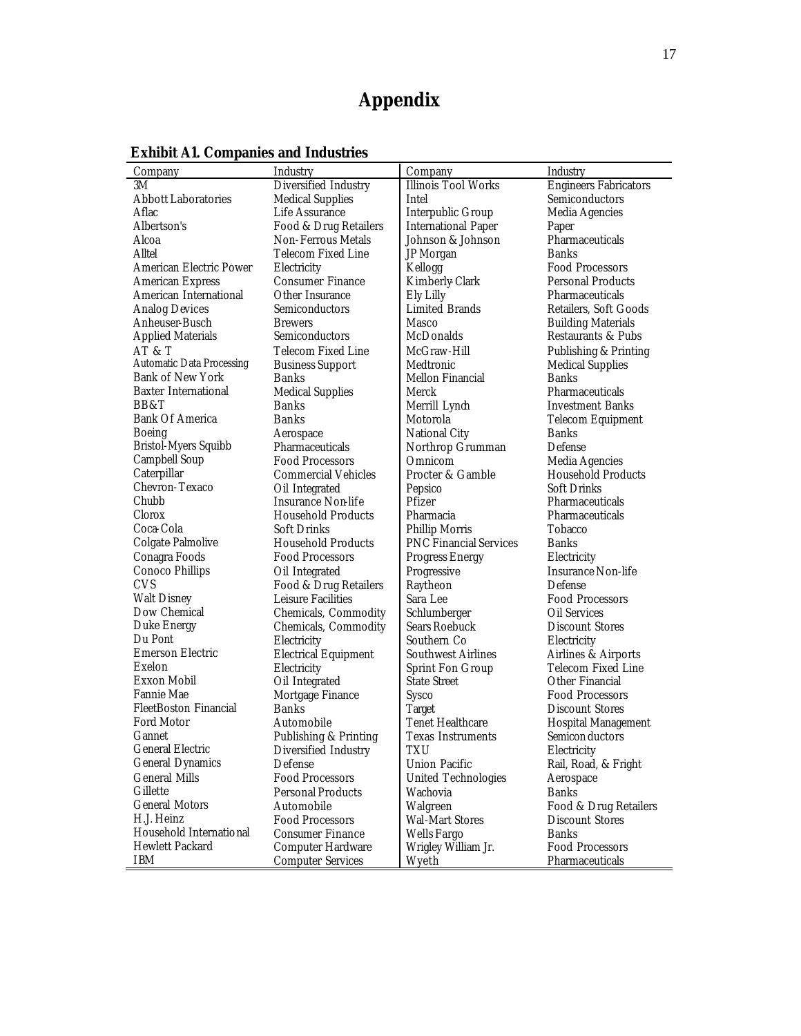# Appendix

**Exhibit A1. Companies and Industries**

| Company | Industry | Company | Industry |
|---|---|---|---|
| 3M | Diversified Industry | Illinois Tool Works | Engineers Fabricators |
| Abbott Laboratories | Medical Supplies | Intel | Semiconductors |
| Aflac | Life Assurance | Interpublic Group | Media Agencies |
| Albertson's | Food & Drug Retailers | International Paper | Paper |
| Alcoa | Non-Ferrous Metals | Johnson & Johnson | Pharmaceuticals |
| Alltel | Telecom Fixed Line | JP Morgan | Banks |
| American Electric Power | Electricity | Kellogg | Food Processors |
| American Express | Consumer Finance | Kimberly-Clark | Personal Products |
| American International | Other Insurance | Ely Lilly | Pharmaceuticals |
| Analog Devices | Semiconductors | Limited Brands | Retailers, Soft Goods |
| Anheuser-Busch | Brewers | Masco | Building Materials |
| Applied Materials | Semiconductors | McDonalds | Restaurants & Pubs |
| AT & T | Telecom Fixed Line | McGraw-Hill | Publishing & Printing |
| Automatic Data Processing | Business Support | Medtronic | Medical Supplies |
| Bank of New York | Banks | Mellon Financial | Banks |
| Baxter International | Medical Supplies | Merck | Pharmaceuticals |
| BB&T | Banks | Merrill Lynch | Investment Banks |
| Bank Of America | Banks | Motorola | Telecom Equipment |
| Boeing | Aerospace | National City | Banks |
| Bristol-Myers Squibb | Pharmaceuticals | Northrop Grumman | Defense |
| Campbell Soup | Food Processors | Omnicom | Media Agencies |
| Caterpillar | Commercial Vehicles | Procter & Gamble | Household Products |
| Chevron-Texaco | Oil Integrated | Pepsico | Soft Drinks |
| Chubb | Insurance Non-life | Pfizer | Pharmaceuticals |
| Clorox | Household Products | Pharmacia | Pharmaceuticals |
| Coca-Cola | Soft Drinks | Phillip Morris | Tobacco |
| Colgate Palmolive | Household Products | PNC Financial Services | Banks |
| Conagra Foods | Food Processors | Progress Energy | Electricity |
| Conoco Phillips | Oil Integrated | Progressive | Insurance Non-life |
| CVS | Food & Drug Retailers | Raytheon | Defense |
| Walt Disney | Leisure Facilities | Sara Lee | Food Processors |
| Dow Chemical | Chemicals, Commodity | Schlumberger | Oil Services |
| Duke Energy | Chemicals, Commodity | Sears Roebuck | Discount Stores |
| Du Pont | Electricity | Southern Co | Electricity |
| Emerson Electric | Electrical Equipment | Southwest Airlines | Airlines & Airports |
| Exelon | Electricity | Sprint Fon Group | Telecom Fixed Line |
| Exxon Mobil | Oil Integrated | State Street | Other Financial |
| Fannie Mae | Mortgage Finance | Sysco | Food Processors |
| FleetBoston Financial | Banks | Target | Discount Stores |
| Ford Motor | Automobile | Tenet Healthcare | Hospital Management |
| Gannet | Publishing & Printing | Texas Instruments | Semiconductors |
| General Electric | Diversified Industry | TXU | Electricity |
| General Dynamics | Defense | Union Pacific | Rail, Road, & Fright |
| General Mills | Food Processors | United Technologies | Aerospace |
| Gillette | Personal Products | Wachovia | Banks |
| General Motors | Automobile | Walgreen | Food & Drug Retailers |
| H.J. Heinz | Food Processors | Wal-Mart Stores | Discount Stores |
| Household International | Consumer Finance | Wells Fargo | Banks |
| Hewlett Packard | Computer Hardware | Wrigley William Jr. | Food Processors |
| IBM | Computer Services | Wyeth | Pharmaceuticals |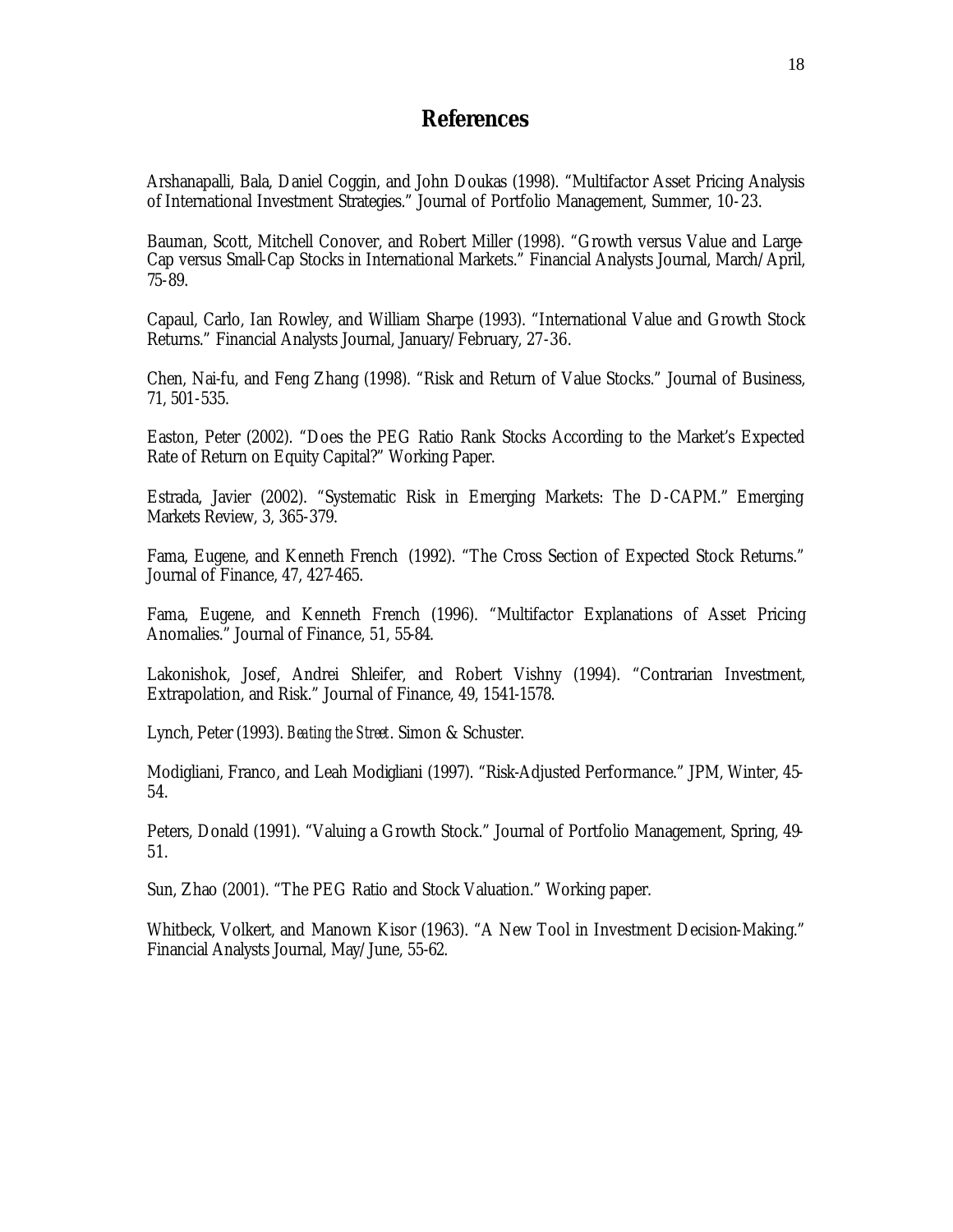# References

Arshanapalli, Bala, Daniel Coggin, and John Doukas (1998). "Multifactor Asset Pricing Analysis of International Investment Strategies." Journal of Portfolio Management, Summer, 10-23.

Bauman, Scott, Mitchell Conover, and Robert Miller (1998). "Growth versus Value and Large-Cap versus Small-Cap Stocks in International Markets." Financial Analysts Journal, March/April, 75-89.

Capaul, Carlo, Ian Rowley, and William Sharpe (1993). "International Value and Growth Stock Returns." Financial Analysts Journal, January/February, 27-36.

Chen, Nai-fu, and Feng Zhang (1998). "Risk and Return of Value Stocks." Journal of Business, 71, 501-535.

Easton, Peter (2002). "Does the PEG Ratio Rank Stocks According to the Market's Expected Rate of Return on Equity Capital?" Working Paper.

Estrada, Javier (2002). "Systematic Risk in Emerging Markets: The D-CAPM." Emerging Markets Review, 3, 365-379.

Fama, Eugene, and Kenneth French (1992). "The Cross Section of Expected Stock Returns." Journal of Finance, 47, 427-465.

Fama, Eugene, and Kenneth French (1996). "Multifactor Explanations of Asset Pricing Anomalies." Journal of Finance, 51, 55-84.

Lakonishok, Josef, Andrei Shleifer, and Robert Vishny (1994). "Contrarian Investment, Extrapolation, and Risk." Journal of Finance, 49, 1541-1578.

Lynch, Peter (1993). *Beating the Street*. Simon & Schuster.

Modigliani, Franco, and Leah Modigliani (1997). "Risk-Adjusted Performance." JPM, Winter, 45-54.

Peters, Donald (1991). "Valuing a Growth Stock." Journal of Portfolio Management, Spring, 49-51.

Sun, Zhao (2001). "The PEG Ratio and Stock Valuation." Working paper.

Whitbeck, Volkert, and Manown Kisor (1963). "A New Tool in Investment Decision-Making." Financial Analysts Journal, May/June, 55-62.